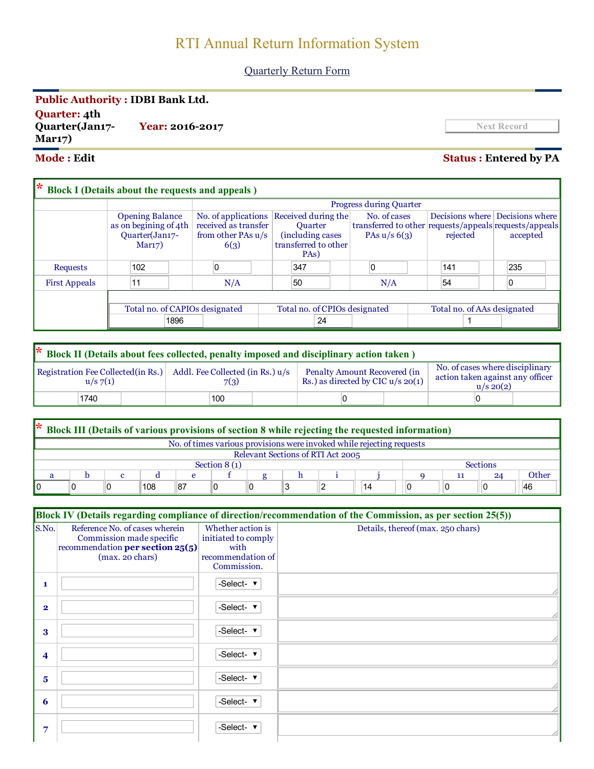# RTI Annual Return Information System

Quarterly Return Form

**Public Authority :** IDBI Bank Ltd.

**Quarter:** 4th Quarter(Jan17-Mar17) **Year:** 2016-2017

Next Record

**Mode :** Edit **Status :** Entered by PA

## * Block I (Details about the requests and appeals )

| | Opening Balance as on begining of 4th Quarter(Jan17-Mar17) | Progress during Quarter | | | | |
|---|---|---|---|---|---|---|
| | | No. of applications received as transfer from other PAs u/s 6(3) | Received during the Quarter (including cases transferred to other PAs) | No. of cases transferred to other PAs u/s 6(3) | Decisions where requests/appeals rejected | Decisions where requests/appeals accepted |
| Requests | 102 | 0 | 347 | 0 | 141 | 235 |
| First Appeals | 11 | N/A | 50 | N/A | 54 | 0 |

| Total no. of CAPIOs designated | Total no. of CPIOs designated | Total no. of AAs designated |
|---|---|---|
| 1896 | 24 | 1 |

## * Block II (Details about fees collected, penalty imposed and disciplinary action taken )

| Registration Fee Collected(in Rs.) u/s 7(1) | Addl. Fee Collected (in Rs.) u/s 7(3) | Penalty Amount Recovered (in Rs.) as directed by CIC u/s 20(1) | No. of cases where disciplinary action taken against any officer u/s 20(2) |
|---|---|---|---|
| 1740 | 100 | 0 | 0 |

## * Block III (Details of various provisions of section 8 while rejecting the requested information)

No. of times various provisions were invoked while rejecting requests

Relevant Sections of RTI Act 2005

| Section 8 (1) | | | | | | | | | | Sections | | | |
|---|---|---|---|---|---|---|---|---|---|---|---|---|---|
| a | b | c | d | e | f | g | h | i | j | 9 | 11 | 24 | Other |
| 0 | 0 | 0 | 108 | 87 | 0 | 0 | 3 | 2 | 14 | 0 | 0 | 0 | 46 |

## Block IV (Details regarding compliance of direction/recommendation of the Commission, as per section 25(5))

| S.No. | Reference No. of cases wherein Commission made specific recommendation **per section 25(5)** (max. 20 chars) | Whether action is initiated to comply with recommendation of Commission. | Details, thereof (max. 250 chars) |
|---|---|---|---|
| 1 | | -Select- | |
| 2 | | -Select- | |
| 3 | | -Select- | |
| 4 | | -Select- | |
| 5 | | -Select- | |
| 6 | | -Select- | |
| 7 | | -Select- | |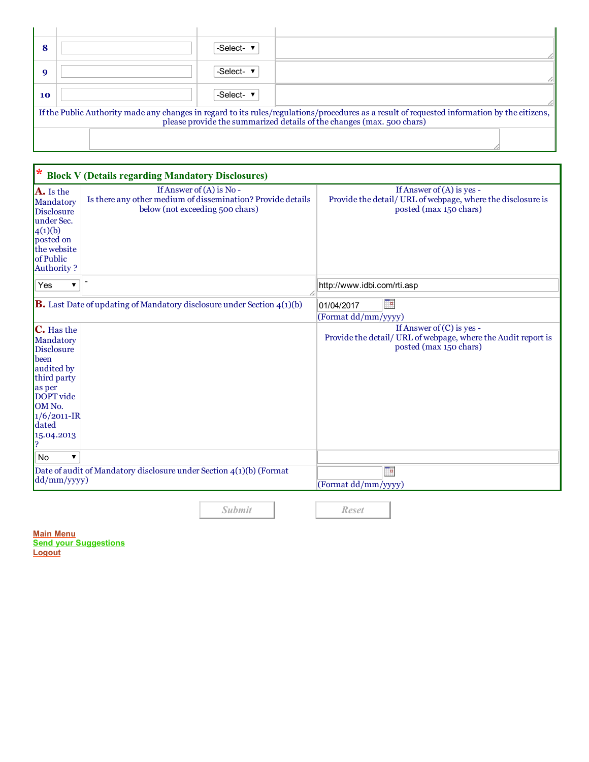| | | | |
|---|---|---|---|
| 8 | | -Select- | |
| 9 | | -Select- | |
| 10 | | -Select- | |

If the Public Authority made any changes in regard to its rules/regulations/procedures as a result of requested information by the citizens, please provide the summarized details of the changes (max. 500 chars)

## * Block V (Details regarding Mandatory Disclosures)

| **A.** Is the Mandatory Disclosure under Sec. 4(1)(b) posted on the website of Public Authority ? | If Answer of (A) is No - Is there any other medium of dissemination? Provide details below (not exceeding 500 chars) | If Answer of (A) is yes - Provide the detail/ URL of webpage, where the disclosure is posted (max 150 chars) |
|---|---|---|
| Yes | - | http://www.idbi.com/rti.asp |
| **B.** Last Date of updating of Mandatory disclosure under Section 4(1)(b) | | 01/04/2017 (Format dd/mm/yyyy) |
| **C.** Has the Mandatory Disclosure been audited by third party as per DOPT vide OM No. 1/6/2011-IR dated 15.04.2013 ? | | If Answer of (C) is yes - Provide the detail/ URL of webpage, where the Audit report is posted (max 150 chars) |
| No | | |
| Date of audit of Mandatory disclosure under Section 4(1)(b) (Format dd/mm/yyyy) | | (Format dd/mm/yyyy) |

Submit Reset

Main Menu
Send your Suggestions
Logout